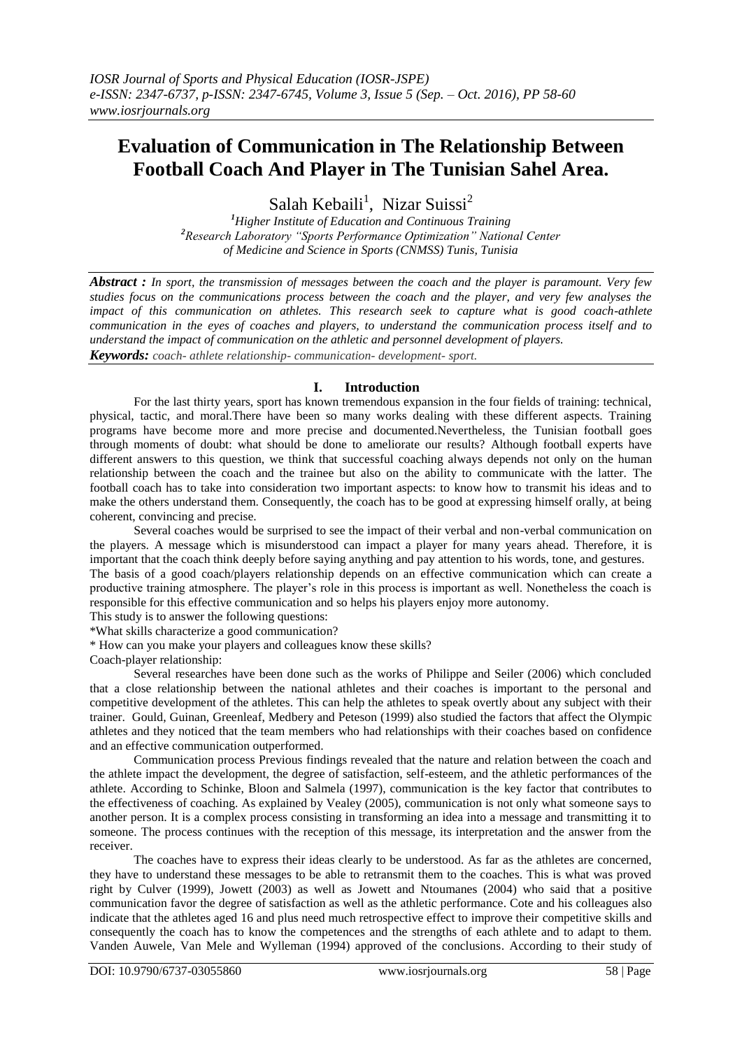# Evaluation of Communication in The Relationship Between Football Coach And Player in The Tunisian Sahel Area.

Salah Kebaili[1], Nizar Suissi[2]

[1]Higher Institute of Education and Continuous Training
[2]Research Laboratory "Sports Performance Optimization" National Center of Medicine and Science in Sports (CNMSS) Tunis, Tunisia

***Abstract :*** *In sport, the transmission of messages between the coach and the player is paramount. Very few studies focus on the communications process between the coach and the player, and very few analyses the impact of this communication on athletes. This research seek to capture what is good coach-athlete communication in the eyes of coaches and players, to understand the communication process itself and to understand the impact of communication on the athletic and personnel development of players.*

***Keywords:*** *coach- athlete relationship- communication- development- sport.*

## I. Introduction

For the last thirty years, sport has known tremendous expansion in the four fields of training: technical, physical, tactic, and moral.There have been so many works dealing with these different aspects. Training programs have become more and more precise and documented.Nevertheless, the Tunisian football goes through moments of doubt: what should be done to ameliorate our results? Although football experts have different answers to this question, we think that successful coaching always depends not only on the human relationship between the coach and the trainee but also on the ability to communicate with the latter. The football coach has to take into consideration two important aspects: to know how to transmit his ideas and to make the others understand them. Consequently, the coach has to be good at expressing himself orally, at being coherent, convincing and precise.

Several coaches would be surprised to see the impact of their verbal and non-verbal communication on the players. A message which is misunderstood can impact a player for many years ahead. Therefore, it is important that the coach think deeply before saying anything and pay attention to his words, tone, and gestures.

The basis of a good coach/players relationship depends on an effective communication which can create a productive training atmosphere. The player's role in this process is important as well. Nonetheless the coach is responsible for this effective communication and so helps his players enjoy more autonomy.

This study is to answer the following questions:

*What skills characterize a good communication?

* How can you make your players and colleagues know these skills?

Coach-player relationship:

Several researches have been done such as the works of Philippe and Seiler (2006) which concluded that a close relationship between the national athletes and their coaches is important to the personal and competitive development of the athletes. This can help the athletes to speak overtly about any subject with their trainer. Gould, Guinan, Greenleaf, Medbery and Peteson (1999) also studied the factors that affect the Olympic athletes and they noticed that the team members who had relationships with their coaches based on confidence and an effective communication outperformed.

Communication process Previous findings revealed that the nature and relation between the coach and the athlete impact the development, the degree of satisfaction, self-esteem, and the athletic performances of the athlete. According to Schinke, Bloon and Salmela (1997), communication is the key factor that contributes to the effectiveness of coaching. As explained by Vealey (2005), communication is not only what someone says to another person. It is a complex process consisting in transforming an idea into a message and transmitting it to someone. The process continues with the reception of this message, its interpretation and the answer from the receiver.

The coaches have to express their ideas clearly to be understood. As far as the athletes are concerned, they have to understand these messages to be able to retransmit them to the coaches. This is what was proved right by Culver (1999), Jowett (2003) as well as Jowett and Ntoumanes (2004) who said that a positive communication favor the degree of satisfaction as well as the athletic performance. Cote and his colleagues also indicate that the athletes aged 16 and plus need much retrospective effect to improve their competitive skills and consequently the coach has to know the competences and the strengths of each athlete and to adapt to them. Vanden Auwele, Van Mele and Wylleman (1994) approved of the conclusions. According to their study of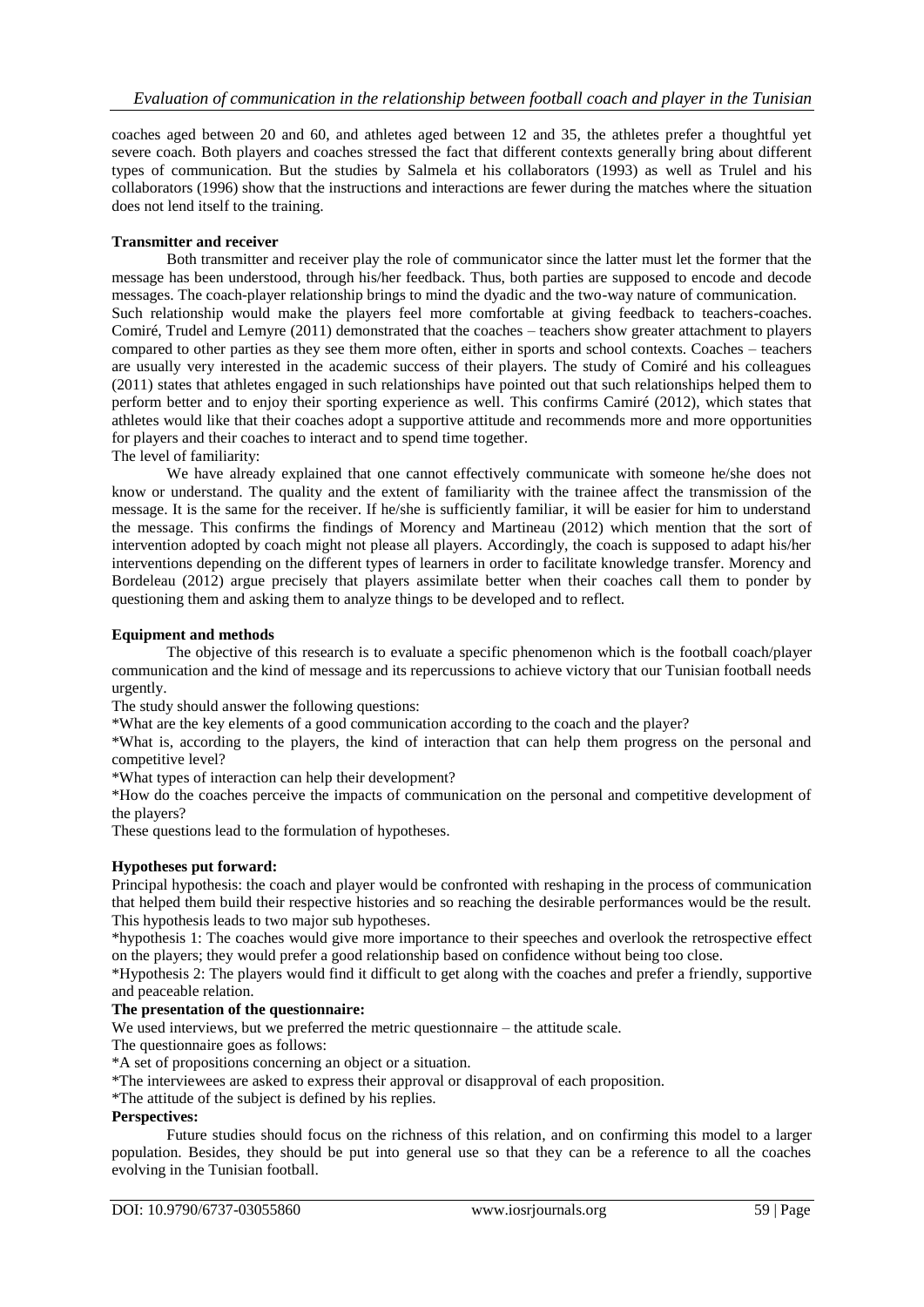coaches aged between 20 and 60, and athletes aged between 12 and 35, the athletes prefer a thoughtful yet severe coach. Both players and coaches stressed the fact that different contexts generally bring about different types of communication. But the studies by Salmela et his collaborators (1993) as well as Trulel and his collaborators (1996) show that the instructions and interactions are fewer during the matches where the situation does not lend itself to the training.

**Transmitter and receiver**

Both transmitter and receiver play the role of communicator since the latter must let the former that the message has been understood, through his/her feedback. Thus, both parties are supposed to encode and decode messages. The coach-player relationship brings to mind the dyadic and the two-way nature of communication.

Such relationship would make the players feel more comfortable at giving feedback to teachers-coaches. Comiré, Trudel and Lemyre (2011) demonstrated that the coaches – teachers show greater attachment to players compared to other parties as they see them more often, either in sports and school contexts. Coaches – teachers are usually very interested in the academic success of their players. The study of Comiré and his colleagues (2011) states that athletes engaged in such relationships have pointed out that such relationships helped them to perform better and to enjoy their sporting experience as well. This confirms Camiré (2012), which states that athletes would like that their coaches adopt a supportive attitude and recommends more and more opportunities for players and their coaches to interact and to spend time together.

The level of familiarity:

We have already explained that one cannot effectively communicate with someone he/she does not know or understand. The quality and the extent of familiarity with the trainee affect the transmission of the message. It is the same for the receiver. If he/she is sufficiently familiar, it will be easier for him to understand the message. This confirms the findings of Morency and Martineau (2012) which mention that the sort of intervention adopted by coach might not please all players. Accordingly, the coach is supposed to adapt his/her interventions depending on the different types of learners in order to facilitate knowledge transfer. Morency and Bordeleau (2012) argue precisely that players assimilate better when their coaches call them to ponder by questioning them and asking them to analyze things to be developed and to reflect.

**Equipment and methods**

The objective of this research is to evaluate a specific phenomenon which is the football coach/player communication and the kind of message and its repercussions to achieve victory that our Tunisian football needs urgently.

The study should answer the following questions:

*What are the key elements of a good communication according to the coach and the player?

*What is, according to the players, the kind of interaction that can help them progress on the personal and competitive level?

*What types of interaction can help their development?

*How do the coaches perceive the impacts of communication on the personal and competitive development of the players?

These questions lead to the formulation of hypotheses.

**Hypotheses put forward:**

Principal hypothesis: the coach and player would be confronted with reshaping in the process of communication that helped them build their respective histories and so reaching the desirable performances would be the result. This hypothesis leads to two major sub hypotheses.

*hypothesis 1: The coaches would give more importance to their speeches and overlook the retrospective effect on the players; they would prefer a good relationship based on confidence without being too close.

*Hypothesis 2: The players would find it difficult to get along with the coaches and prefer a friendly, supportive and peaceable relation.

**The presentation of the questionnaire:**

We used interviews, but we preferred the metric questionnaire – the attitude scale.

The questionnaire goes as follows:

*A set of propositions concerning an object or a situation.

*The interviewees are asked to express their approval or disapproval of each proposition.

*The attitude of the subject is defined by his replies.

**Perspectives:**

Future studies should focus on the richness of this relation, and on confirming this model to a larger population. Besides, they should be put into general use so that they can be a reference to all the coaches evolving in the Tunisian football.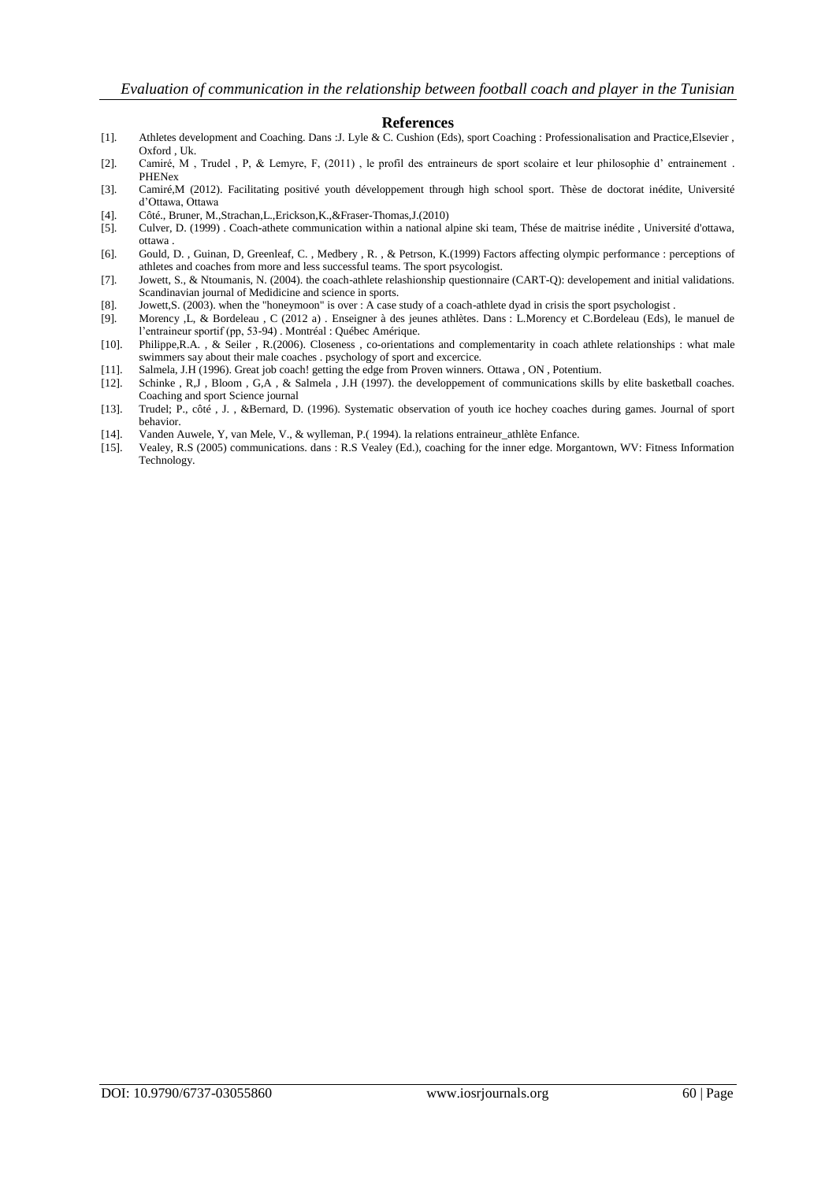## References

[1]. Athletes development and Coaching. Dans :J. Lyle & C. Cushion (Eds), sport Coaching : Professionalisation and Practice,Elsevier , Oxford , Uk.

[2]. Camiré, M , Trudel , P, & Lemyre, F, (2011) , le profil des entraineurs de sport scolaire et leur philosophie d' entrainement . PHENex

[3]. Camiré,M (2012). Facilitating positivé youth développement through high school sport. Thèse de doctorat inédite, Université d'Ottawa, Ottawa

[4]. Côté., Bruner, M.,Strachan,L.,Erickson,K.,&Fraser-Thomas,J.(2010)

[5]. Culver, D. (1999) . Coach-athete communication within a national alpine ski team, Thése de maitrise inédite , Université d'ottawa, ottawa .

[6]. Gould, D. , Guinan, D, Greenleaf, C. , Medbery , R. , & Petrson, K.(1999) Factors affecting olympic performance : perceptions of athletes and coaches from more and less successful teams. The sport psycologist.

[7]. Jowett, S., & Ntoumanis, N. (2004). the coach-athlete relashionship questionnaire (CART-Q): developement and initial validations. Scandinavian journal of Medidicine and science in sports.

[8]. Jowett,S. (2003). when the "honeymoon" is over : A case study of a coach-athlete dyad in crisis the sport psychologist .

[9]. Morency ,L, & Bordeleau , C (2012 a) . Enseigner à des jeunes athlètes. Dans : L.Morency et C.Bordeleau (Eds), le manuel de l'entraineur sportif (pp, 53-94) . Montréal : Québec Amérique.

[10]. Philippe,R.A. , & Seiler , R.(2006). Closeness , co-orientations and complementarity in coach athlete relationships : what male swimmers say about their male coaches . psychology of sport and excercice.

[11]. Salmela, J.H (1996). Great job coach! getting the edge from Proven winners. Ottawa , ON , Potentium.

[12]. Schinke , R,J , Bloom , G,A , & Salmela , J.H (1997). the developpement of communications skills by elite basketball coaches. Coaching and sport Science journal

[13]. Trudel; P., côté , J. , &Bernard, D. (1996). Systematic observation of youth ice hochey coaches during games. Journal of sport behavior.

[14]. Vanden Auwele, Y, van Mele, V., & wylleman, P.( 1994). la relations entraineur_athlète Enfance.

[15]. Vealey, R.S (2005) communications. dans : R.S Vealey (Ed.), coaching for the inner edge. Morgantown, WV: Fitness Information Technology.